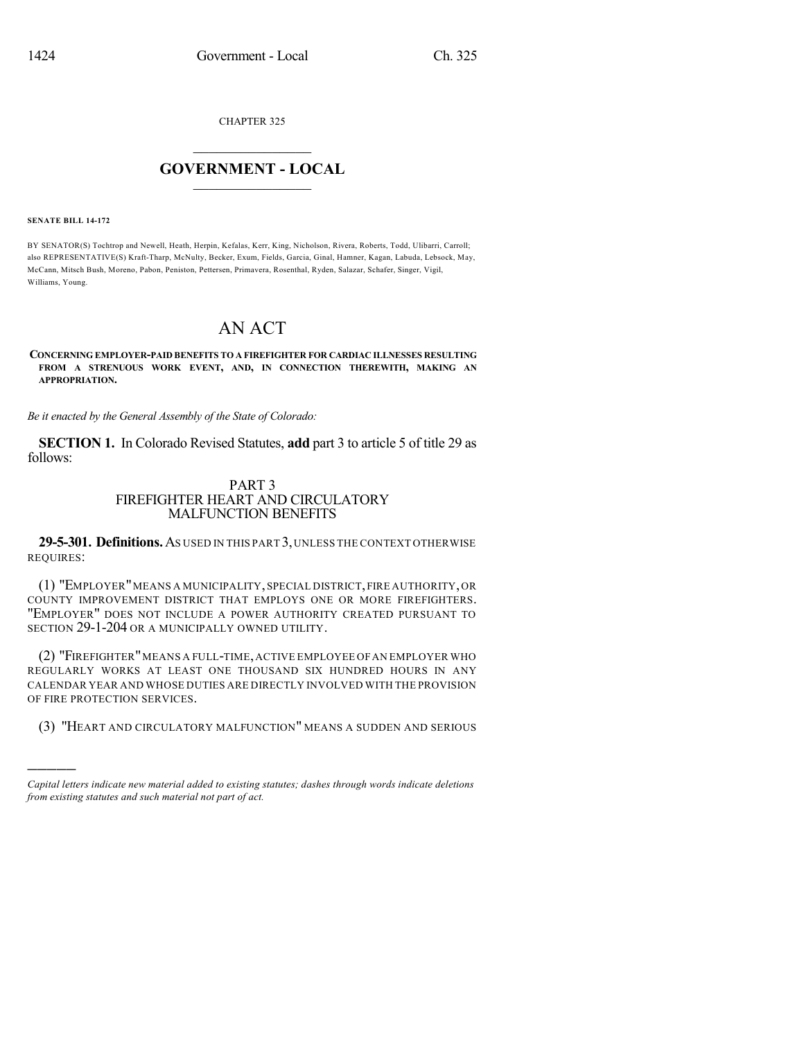CHAPTER 325

# GOVERNMENT - LOCAL

**SENATE BILL 14-172**

BY SENATOR(S) Tochtrop and Newell, Heath, Herpin, Kefalas, Kerr, King, Nicholson, Rivera, Roberts, Todd, Ulibarri, Carroll; also REPRESENTATIVE(S) Kraft-Tharp, McNulty, Becker, Exum, Fields, Garcia, Ginal, Hamner, Kagan, Labuda, Lebsock, May, McCann, Mitsch Bush, Moreno, Pabon, Peniston, Pettersen, Primavera, Rosenthal, Ryden, Salazar, Schafer, Singer, Vigil, Williams, Young.

# AN ACT

**CONCERNING EMPLOYER-PAID BENEFITS TO A FIREFIGHTER FOR CARDIAC ILLNESSES RESULTING FROM A STRENUOUS WORK EVENT, AND, IN CONNECTION THEREWITH, MAKING AN APPROPRIATION.**

*Be it enacted by the General Assembly of the State of Colorado:*

**SECTION 1.** In Colorado Revised Statutes, **add** part 3 to article 5 of title 29 as follows:

## PART 3
## FIREFIGHTER HEART AND CIRCULATORY MALFUNCTION BENEFITS

**29-5-301. Definitions.** AS USED IN THIS PART 3, UNLESS THE CONTEXT OTHERWISE REQUIRES:

(1) "EMPLOYER" MEANS A MUNICIPALITY, SPECIAL DISTRICT, FIRE AUTHORITY, OR COUNTY IMPROVEMENT DISTRICT THAT EMPLOYS ONE OR MORE FIREFIGHTERS. "EMPLOYER" DOES NOT INCLUDE A POWER AUTHORITY CREATED PURSUANT TO SECTION 29-1-204 OR A MUNICIPALLY OWNED UTILITY.

(2) "FIREFIGHTER" MEANS A FULL-TIME, ACTIVE EMPLOYEE OF AN EMPLOYER WHO REGULARLY WORKS AT LEAST ONE THOUSAND SIX HUNDRED HOURS IN ANY CALENDAR YEAR AND WHOSE DUTIES ARE DIRECTLY INVOLVED WITH THE PROVISION OF FIRE PROTECTION SERVICES.

(3) "HEART AND CIRCULATORY MALFUNCTION" MEANS A SUDDEN AND SERIOUS

---

*Capital letters indicate new material added to existing statutes; dashes through words indicate deletions from existing statutes and such material not part of act.*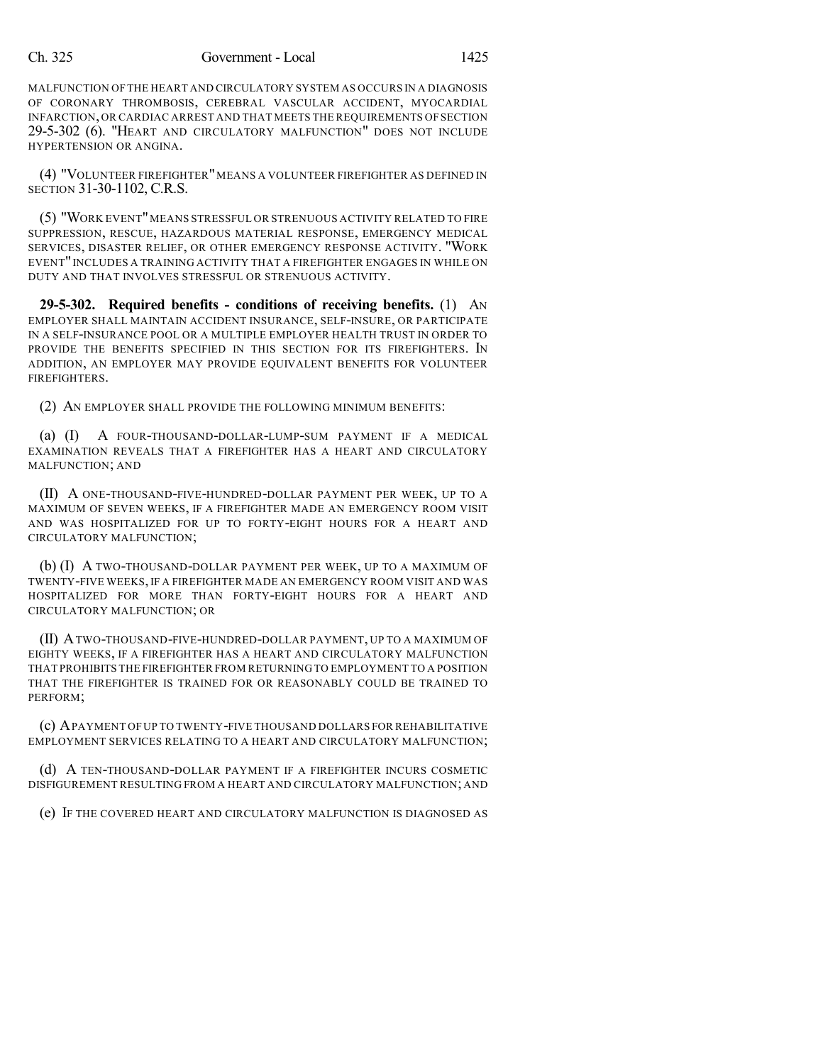MALFUNCTION OF THE HEART AND CIRCULATORY SYSTEM AS OCCURS IN A DIAGNOSIS OF CORONARY THROMBOSIS, CEREBRAL VASCULAR ACCIDENT, MYOCARDIAL INFARCTION, OR CARDIAC ARREST AND THAT MEETS THE REQUIREMENTS OF SECTION 29-5-302 (6). "HEART AND CIRCULATORY MALFUNCTION" DOES NOT INCLUDE HYPERTENSION OR ANGINA.

(4) "VOLUNTEER FIREFIGHTER" MEANS A VOLUNTEER FIREFIGHTER AS DEFINED IN SECTION 31-30-1102, C.R.S.

(5) "WORK EVENT" MEANS STRESSFUL OR STRENUOUS ACTIVITY RELATED TO FIRE SUPPRESSION, RESCUE, HAZARDOUS MATERIAL RESPONSE, EMERGENCY MEDICAL SERVICES, DISASTER RELIEF, OR OTHER EMERGENCY RESPONSE ACTIVITY. "WORK EVENT" INCLUDES A TRAINING ACTIVITY THAT A FIREFIGHTER ENGAGES IN WHILE ON DUTY AND THAT INVOLVES STRESSFUL OR STRENUOUS ACTIVITY.

**29-5-302. Required benefits - conditions of receiving benefits.** (1) AN EMPLOYER SHALL MAINTAIN ACCIDENT INSURANCE, SELF-INSURE, OR PARTICIPATE IN A SELF-INSURANCE POOL OR A MULTIPLE EMPLOYER HEALTH TRUST IN ORDER TO PROVIDE THE BENEFITS SPECIFIED IN THIS SECTION FOR ITS FIREFIGHTERS. IN ADDITION, AN EMPLOYER MAY PROVIDE EQUIVALENT BENEFITS FOR VOLUNTEER FIREFIGHTERS.

(2) AN EMPLOYER SHALL PROVIDE THE FOLLOWING MINIMUM BENEFITS:

(a) (I) A FOUR-THOUSAND-DOLLAR-LUMP-SUM PAYMENT IF A MEDICAL EXAMINATION REVEALS THAT A FIREFIGHTER HAS A HEART AND CIRCULATORY MALFUNCTION; AND

(II) A ONE-THOUSAND-FIVE-HUNDRED-DOLLAR PAYMENT PER WEEK, UP TO A MAXIMUM OF SEVEN WEEKS, IF A FIREFIGHTER MADE AN EMERGENCY ROOM VISIT AND WAS HOSPITALIZED FOR UP TO FORTY-EIGHT HOURS FOR A HEART AND CIRCULATORY MALFUNCTION;

(b) (I) A TWO-THOUSAND-DOLLAR PAYMENT PER WEEK, UP TO A MAXIMUM OF TWENTY-FIVE WEEKS, IF A FIREFIGHTER MADE AN EMERGENCY ROOM VISIT AND WAS HOSPITALIZED FOR MORE THAN FORTY-EIGHT HOURS FOR A HEART AND CIRCULATORY MALFUNCTION; OR

(II) A TWO-THOUSAND-FIVE-HUNDRED-DOLLAR PAYMENT, UP TO A MAXIMUM OF EIGHTY WEEKS, IF A FIREFIGHTER HAS A HEART AND CIRCULATORY MALFUNCTION THAT PROHIBITS THE FIREFIGHTER FROM RETURNING TO EMPLOYMENT TO A POSITION THAT THE FIREFIGHTER IS TRAINED FOR OR REASONABLY COULD BE TRAINED TO PERFORM;

(c) A PAYMENT OF UP TO TWENTY-FIVE THOUSAND DOLLARS FOR REHABILITATIVE EMPLOYMENT SERVICES RELATING TO A HEART AND CIRCULATORY MALFUNCTION;

(d) A TEN-THOUSAND-DOLLAR PAYMENT IF A FIREFIGHTER INCURS COSMETIC DISFIGUREMENT RESULTING FROM A HEART AND CIRCULATORY MALFUNCTION; AND

(e) IF THE COVERED HEART AND CIRCULATORY MALFUNCTION IS DIAGNOSED AS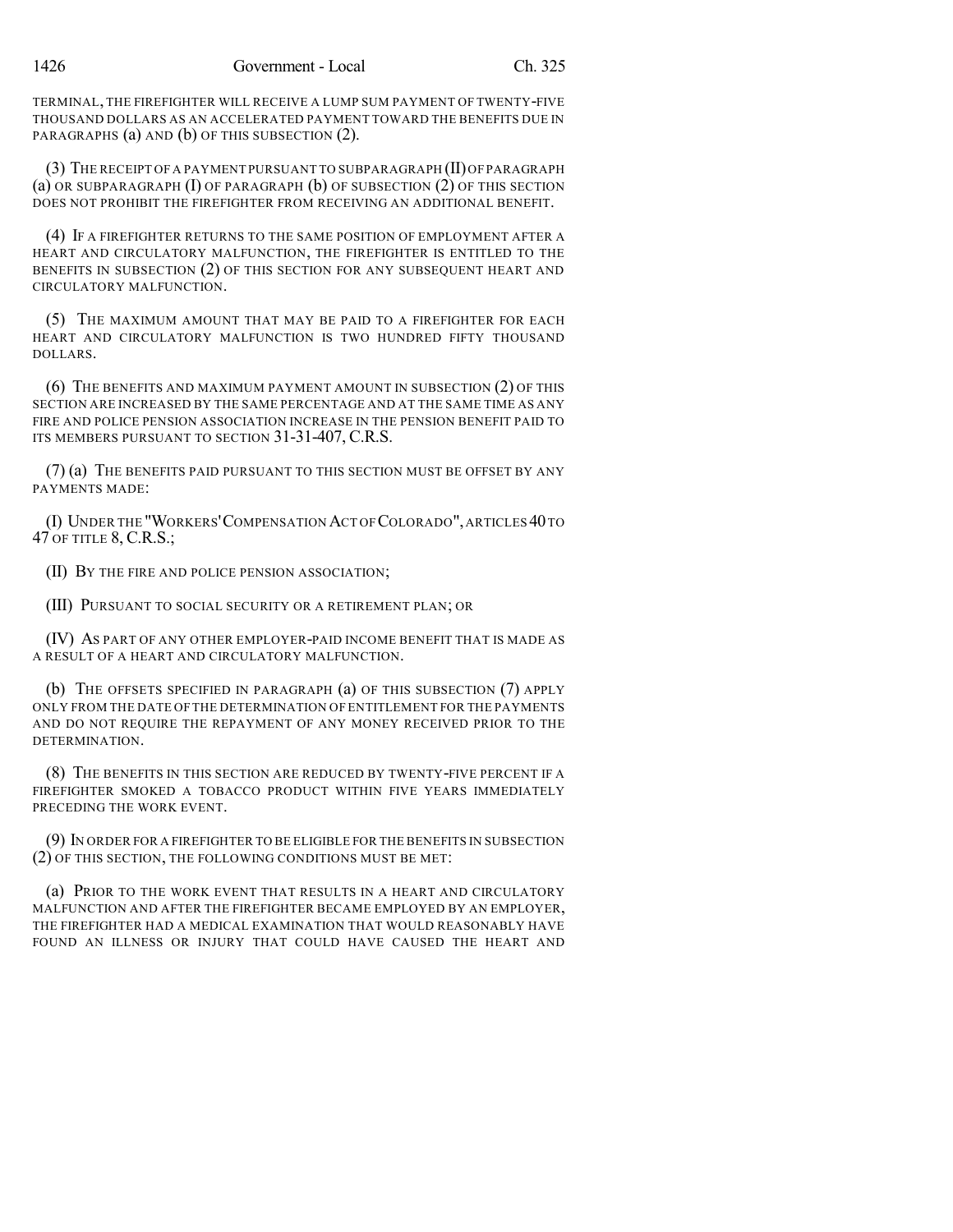TERMINAL, THE FIREFIGHTER WILL RECEIVE A LUMP SUM PAYMENT OF TWENTY-FIVE THOUSAND DOLLARS AS AN ACCELERATED PAYMENT TOWARD THE BENEFITS DUE IN PARAGRAPHS (a) AND (b) OF THIS SUBSECTION (2).

(3) THE RECEIPT OF A PAYMENT PURSUANT TO SUBPARAGRAPH (II) OF PARAGRAPH (a) OR SUBPARAGRAPH (I) OF PARAGRAPH (b) OF SUBSECTION (2) OF THIS SECTION DOES NOT PROHIBIT THE FIREFIGHTER FROM RECEIVING AN ADDITIONAL BENEFIT.

(4) IF A FIREFIGHTER RETURNS TO THE SAME POSITION OF EMPLOYMENT AFTER A HEART AND CIRCULATORY MALFUNCTION, THE FIREFIGHTER IS ENTITLED TO THE BENEFITS IN SUBSECTION (2) OF THIS SECTION FOR ANY SUBSEQUENT HEART AND CIRCULATORY MALFUNCTION.

(5) THE MAXIMUM AMOUNT THAT MAY BE PAID TO A FIREFIGHTER FOR EACH HEART AND CIRCULATORY MALFUNCTION IS TWO HUNDRED FIFTY THOUSAND DOLLARS.

(6) THE BENEFITS AND MAXIMUM PAYMENT AMOUNT IN SUBSECTION (2) OF THIS SECTION ARE INCREASED BY THE SAME PERCENTAGE AND AT THE SAME TIME AS ANY FIRE AND POLICE PENSION ASSOCIATION INCREASE IN THE PENSION BENEFIT PAID TO ITS MEMBERS PURSUANT TO SECTION 31-31-407, C.R.S.

(7) (a) THE BENEFITS PAID PURSUANT TO THIS SECTION MUST BE OFFSET BY ANY PAYMENTS MADE:

(I) UNDER THE "WORKERS' COMPENSATION ACT OF COLORADO", ARTICLES 40 TO 47 OF TITLE 8, C.R.S.;

(II) BY THE FIRE AND POLICE PENSION ASSOCIATION;

(III) PURSUANT TO SOCIAL SECURITY OR A RETIREMENT PLAN; OR

(IV) AS PART OF ANY OTHER EMPLOYER-PAID INCOME BENEFIT THAT IS MADE AS A RESULT OF A HEART AND CIRCULATORY MALFUNCTION.

(b) THE OFFSETS SPECIFIED IN PARAGRAPH (a) OF THIS SUBSECTION (7) APPLY ONLY FROM THE DATE OF THE DETERMINATION OF ENTITLEMENT FOR THE PAYMENTS AND DO NOT REQUIRE THE REPAYMENT OF ANY MONEY RECEIVED PRIOR TO THE DETERMINATION.

(8) THE BENEFITS IN THIS SECTION ARE REDUCED BY TWENTY-FIVE PERCENT IF A FIREFIGHTER SMOKED A TOBACCO PRODUCT WITHIN FIVE YEARS IMMEDIATELY PRECEDING THE WORK EVENT.

(9) IN ORDER FOR A FIREFIGHTER TO BE ELIGIBLE FOR THE BENEFITS IN SUBSECTION (2) OF THIS SECTION, THE FOLLOWING CONDITIONS MUST BE MET:

(a) PRIOR TO THE WORK EVENT THAT RESULTS IN A HEART AND CIRCULATORY MALFUNCTION AND AFTER THE FIREFIGHTER BECAME EMPLOYED BY AN EMPLOYER, THE FIREFIGHTER HAD A MEDICAL EXAMINATION THAT WOULD REASONABLY HAVE FOUND AN ILLNESS OR INJURY THAT COULD HAVE CAUSED THE HEART AND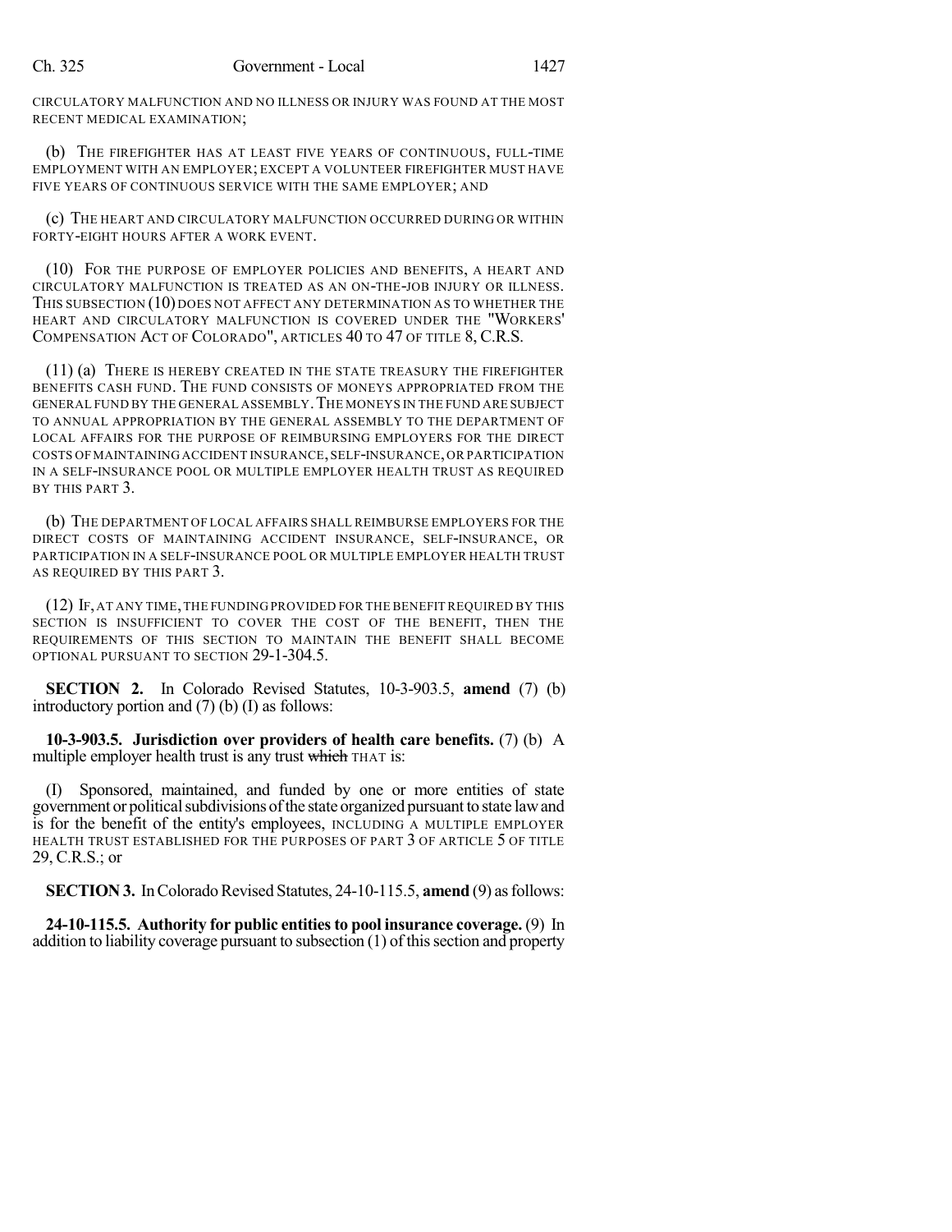CIRCULATORY MALFUNCTION AND NO ILLNESS OR INJURY WAS FOUND AT THE MOST RECENT MEDICAL EXAMINATION;

(b) THE FIREFIGHTER HAS AT LEAST FIVE YEARS OF CONTINUOUS, FULL-TIME EMPLOYMENT WITH AN EMPLOYER; EXCEPT A VOLUNTEER FIREFIGHTER MUST HAVE FIVE YEARS OF CONTINUOUS SERVICE WITH THE SAME EMPLOYER; AND

(c) THE HEART AND CIRCULATORY MALFUNCTION OCCURRED DURING OR WITHIN FORTY-EIGHT HOURS AFTER A WORK EVENT.

(10) FOR THE PURPOSE OF EMPLOYER POLICIES AND BENEFITS, A HEART AND CIRCULATORY MALFUNCTION IS TREATED AS AN ON-THE-JOB INJURY OR ILLNESS. THIS SUBSECTION (10) DOES NOT AFFECT ANY DETERMINATION AS TO WHETHER THE HEART AND CIRCULATORY MALFUNCTION IS COVERED UNDER THE "WORKERS' COMPENSATION ACT OF COLORADO", ARTICLES 40 TO 47 OF TITLE 8, C.R.S.

(11) (a) THERE IS HEREBY CREATED IN THE STATE TREASURY THE FIREFIGHTER BENEFITS CASH FUND. THE FUND CONSISTS OF MONEYS APPROPRIATED FROM THE GENERAL FUND BY THE GENERAL ASSEMBLY. THE MONEYS IN THE FUND ARE SUBJECT TO ANNUAL APPROPRIATION BY THE GENERAL ASSEMBLY TO THE DEPARTMENT OF LOCAL AFFAIRS FOR THE PURPOSE OF REIMBURSING EMPLOYERS FOR THE DIRECT COSTS OF MAINTAINING ACCIDENT INSURANCE, SELF-INSURANCE, OR PARTICIPATION IN A SELF-INSURANCE POOL OR MULTIPLE EMPLOYER HEALTH TRUST AS REQUIRED BY THIS PART 3.

(b) THE DEPARTMENT OF LOCAL AFFAIRS SHALL REIMBURSE EMPLOYERS FOR THE DIRECT COSTS OF MAINTAINING ACCIDENT INSURANCE, SELF-INSURANCE, OR PARTICIPATION IN A SELF-INSURANCE POOL OR MULTIPLE EMPLOYER HEALTH TRUST AS REQUIRED BY THIS PART 3.

(12) IF, AT ANY TIME, THE FUNDING PROVIDED FOR THE BENEFIT REQUIRED BY THIS SECTION IS INSUFFICIENT TO COVER THE COST OF THE BENEFIT, THEN THE REQUIREMENTS OF THIS SECTION TO MAINTAIN THE BENEFIT SHALL BECOME OPTIONAL PURSUANT TO SECTION 29-1-304.5.

**SECTION 2.** In Colorado Revised Statutes, 10-3-903.5, **amend** (7) (b) introductory portion and (7) (b) (I) as follows:

**10-3-903.5. Jurisdiction over providers of health care benefits.** (7) (b) A multiple employer health trust is any trust ~~which~~ THAT is:

(I) Sponsored, maintained, and funded by one or more entities of state government or political subdivisions of the state organized pursuant to state law and is for the benefit of the entity's employees, INCLUDING A MULTIPLE EMPLOYER HEALTH TRUST ESTABLISHED FOR THE PURPOSES OF PART 3 OF ARTICLE 5 OF TITLE 29, C.R.S.; or

**SECTION 3.** In Colorado Revised Statutes, 24-10-115.5, **amend** (9) as follows:

**24-10-115.5. Authority for public entities to pool insurance coverage.** (9) In addition to liability coverage pursuant to subsection (1) of this section and property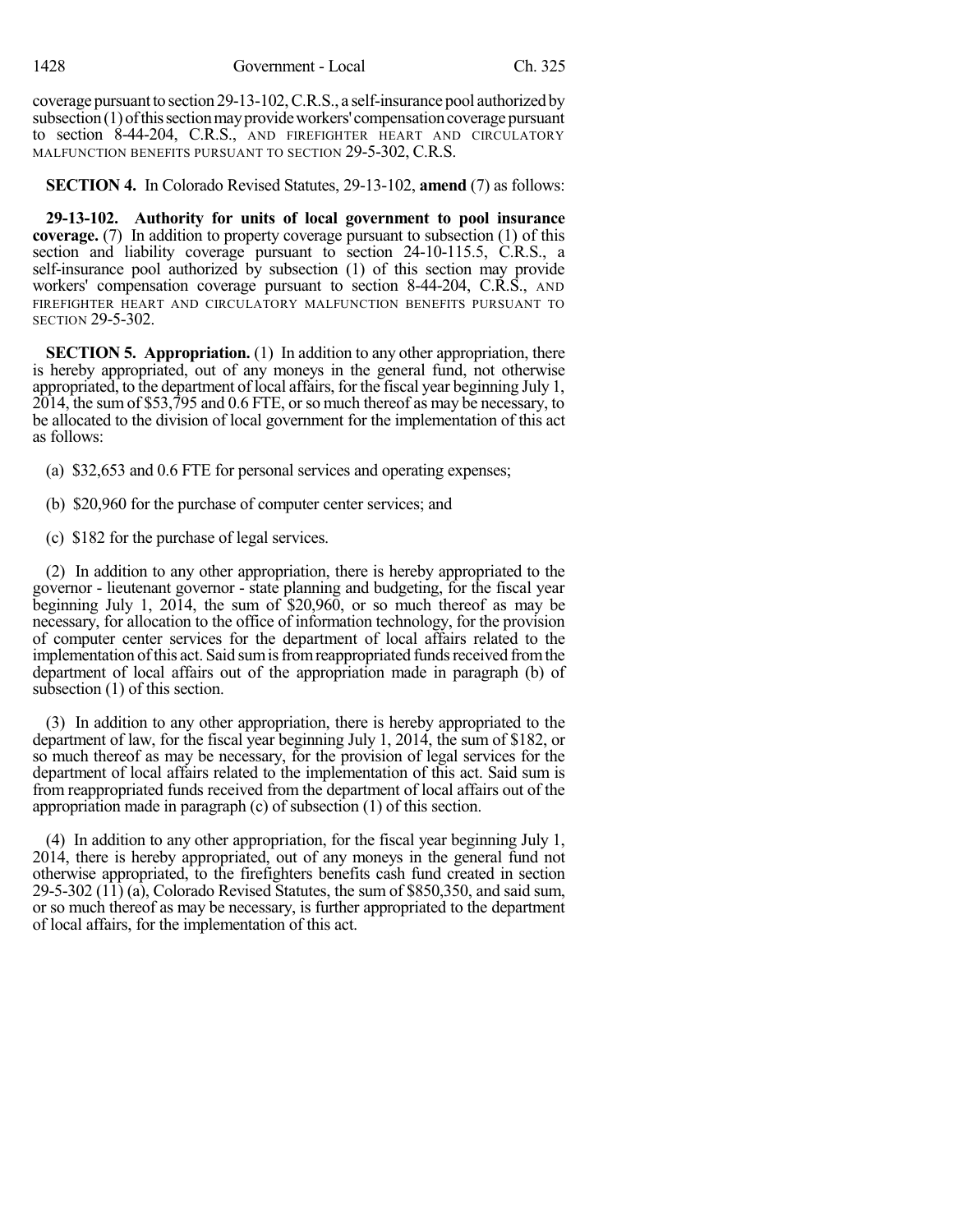coverage pursuant to section 29-13-102, C.R.S., a self-insurance pool authorized by subsection (1) of this section may provide workers' compensation coverage pursuant to section 8-44-204, C.R.S., AND FIREFIGHTER HEART AND CIRCULATORY MALFUNCTION BENEFITS PURSUANT TO SECTION 29-5-302, C.R.S.

**SECTION 4.** In Colorado Revised Statutes, 29-13-102, **amend** (7) as follows:

**29-13-102. Authority for units of local government to pool insurance coverage.** (7) In addition to property coverage pursuant to subsection (1) of this section and liability coverage pursuant to section 24-10-115.5, C.R.S., a self-insurance pool authorized by subsection (1) of this section may provide workers' compensation coverage pursuant to section 8-44-204, C.R.S., AND FIREFIGHTER HEART AND CIRCULATORY MALFUNCTION BENEFITS PURSUANT TO SECTION 29-5-302.

**SECTION 5. Appropriation.** (1) In addition to any other appropriation, there is hereby appropriated, out of any moneys in the general fund, not otherwise appropriated, to the department of local affairs, for the fiscal year beginning July 1, 2014, the sum of $53,795 and 0.6 FTE, or so much thereof as may be necessary, to be allocated to the division of local government for the implementation of this act as follows:

(a) $32,653 and 0.6 FTE for personal services and operating expenses;

(b) $20,960 for the purchase of computer center services; and

(c) $182 for the purchase of legal services.

(2) In addition to any other appropriation, there is hereby appropriated to the governor - lieutenant governor - state planning and budgeting, for the fiscal year beginning July 1, 2014, the sum of $20,960, or so much thereof as may be necessary, for allocation to the office of information technology, for the provision of computer center services for the department of local affairs related to the implementation of this act. Said sum is from reappropriated funds received from the department of local affairs out of the appropriation made in paragraph (b) of subsection (1) of this section.

(3) In addition to any other appropriation, there is hereby appropriated to the department of law, for the fiscal year beginning July 1, 2014, the sum of $182, or so much thereof as may be necessary, for the provision of legal services for the department of local affairs related to the implementation of this act. Said sum is from reappropriated funds received from the department of local affairs out of the appropriation made in paragraph (c) of subsection (1) of this section.

(4) In addition to any other appropriation, for the fiscal year beginning July 1, 2014, there is hereby appropriated, out of any moneys in the general fund not otherwise appropriated, to the firefighters benefits cash fund created in section 29-5-302 (11) (a), Colorado Revised Statutes, the sum of $850,350, and said sum, or so much thereof as may be necessary, is further appropriated to the department of local affairs, for the implementation of this act.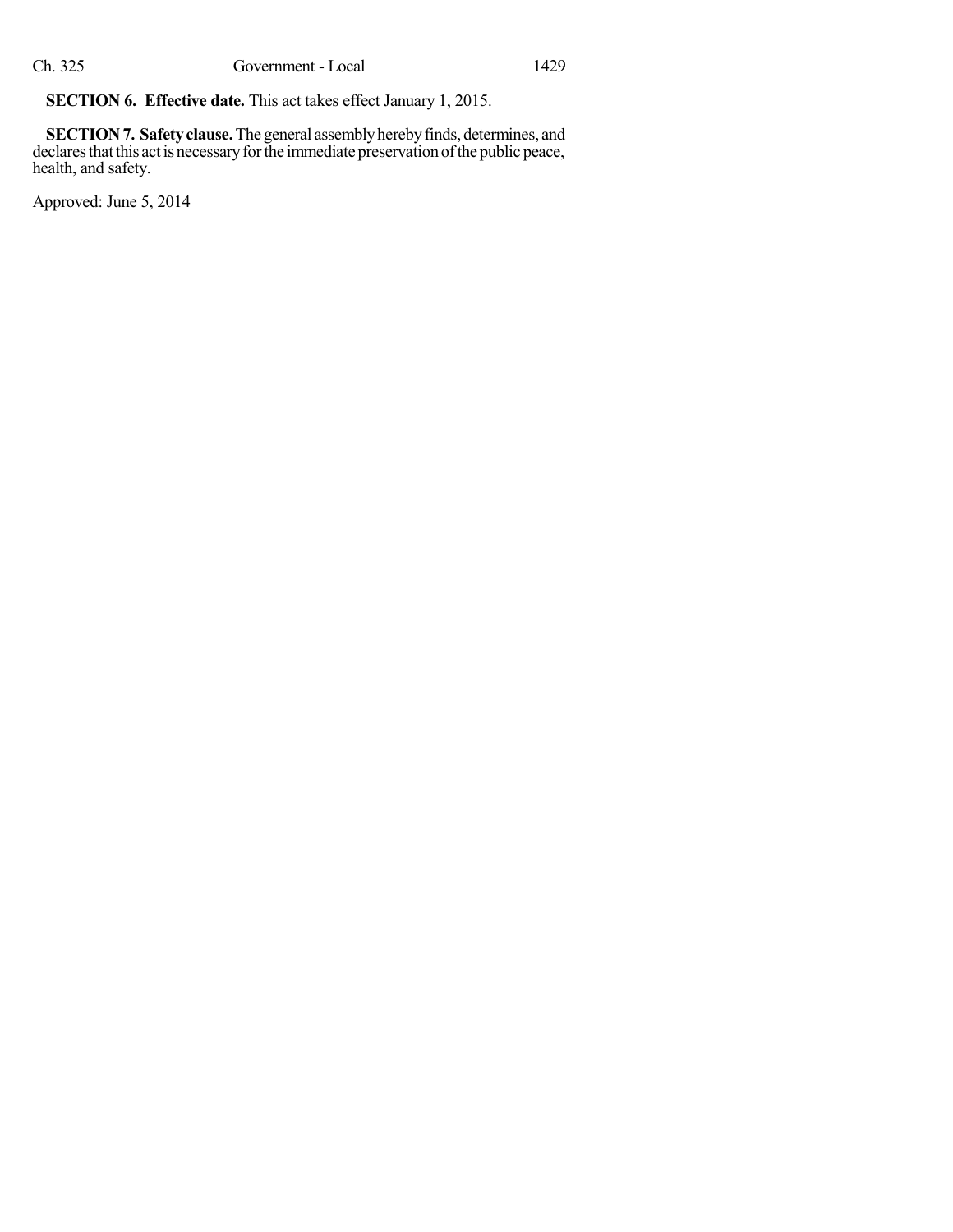**SECTION 6. Effective date.** This act takes effect January 1, 2015.

**SECTION 7. Safety clause.** The general assembly hereby finds, determines, and declares that this act is necessary for the immediate preservation of the public peace, health, and safety.

Approved: June 5, 2014